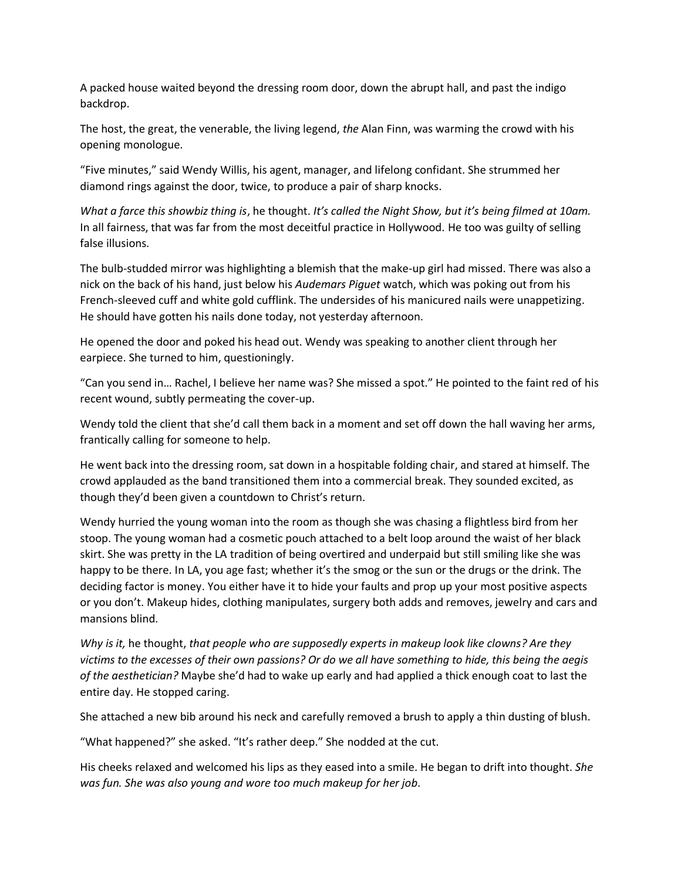A packed house waited beyond the dressing room door, down the abrupt hall, and past the indigo backdrop.

The host, the great, the venerable, the living legend, *the* Alan Finn, was warming the crowd with his opening monologue.

"Five minutes," said Wendy Willis, his agent, manager, and lifelong confidant. She strummed her diamond rings against the door, twice, to produce a pair of sharp knocks.

*What a farce this showbiz thing is*, he thought. *It's called the Night Show, but it's being filmed at 10am.* In all fairness, that was far from the most deceitful practice in Hollywood. He too was guilty of selling false illusions.

The bulb-studded mirror was highlighting a blemish that the make-up girl had missed. There was also a nick on the back of his hand, just below his *Audemars Piguet* watch, which was poking out from his French-sleeved cuff and white gold cufflink. The undersides of his manicured nails were unappetizing. He should have gotten his nails done today, not yesterday afternoon.

He opened the door and poked his head out. Wendy was speaking to another client through her earpiece. She turned to him, questioningly.

"Can you send in… Rachel, I believe her name was? She missed a spot." He pointed to the faint red of his recent wound, subtly permeating the cover-up.

Wendy told the client that she'd call them back in a moment and set off down the hall waving her arms, frantically calling for someone to help.

He went back into the dressing room, sat down in a hospitable folding chair, and stared at himself. The crowd applauded as the band transitioned them into a commercial break. They sounded excited, as though they'd been given a countdown to Christ's return.

Wendy hurried the young woman into the room as though she was chasing a flightless bird from her stoop. The young woman had a cosmetic pouch attached to a belt loop around the waist of her black skirt. She was pretty in the LA tradition of being overtired and underpaid but still smiling like she was happy to be there. In LA, you age fast; whether it's the smog or the sun or the drugs or the drink. The deciding factor is money. You either have it to hide your faults and prop up your most positive aspects or you don't. Makeup hides, clothing manipulates, surgery both adds and removes, jewelry and cars and mansions blind.

*Why is it,* he thought, *that people who are supposedly experts in makeup look like clowns? Are they victims to the excesses of their own passions? Or do we all have something to hide, this being the aegis of the aesthetician?* Maybe she'd had to wake up early and had applied a thick enough coat to last the entire day. He stopped caring.

She attached a new bib around his neck and carefully removed a brush to apply a thin dusting of blush.

"What happened?" she asked. "It's rather deep." She nodded at the cut.

His cheeks relaxed and welcomed his lips as they eased into a smile. He began to drift into thought. *She was fun. She was also young and wore too much makeup for her job.*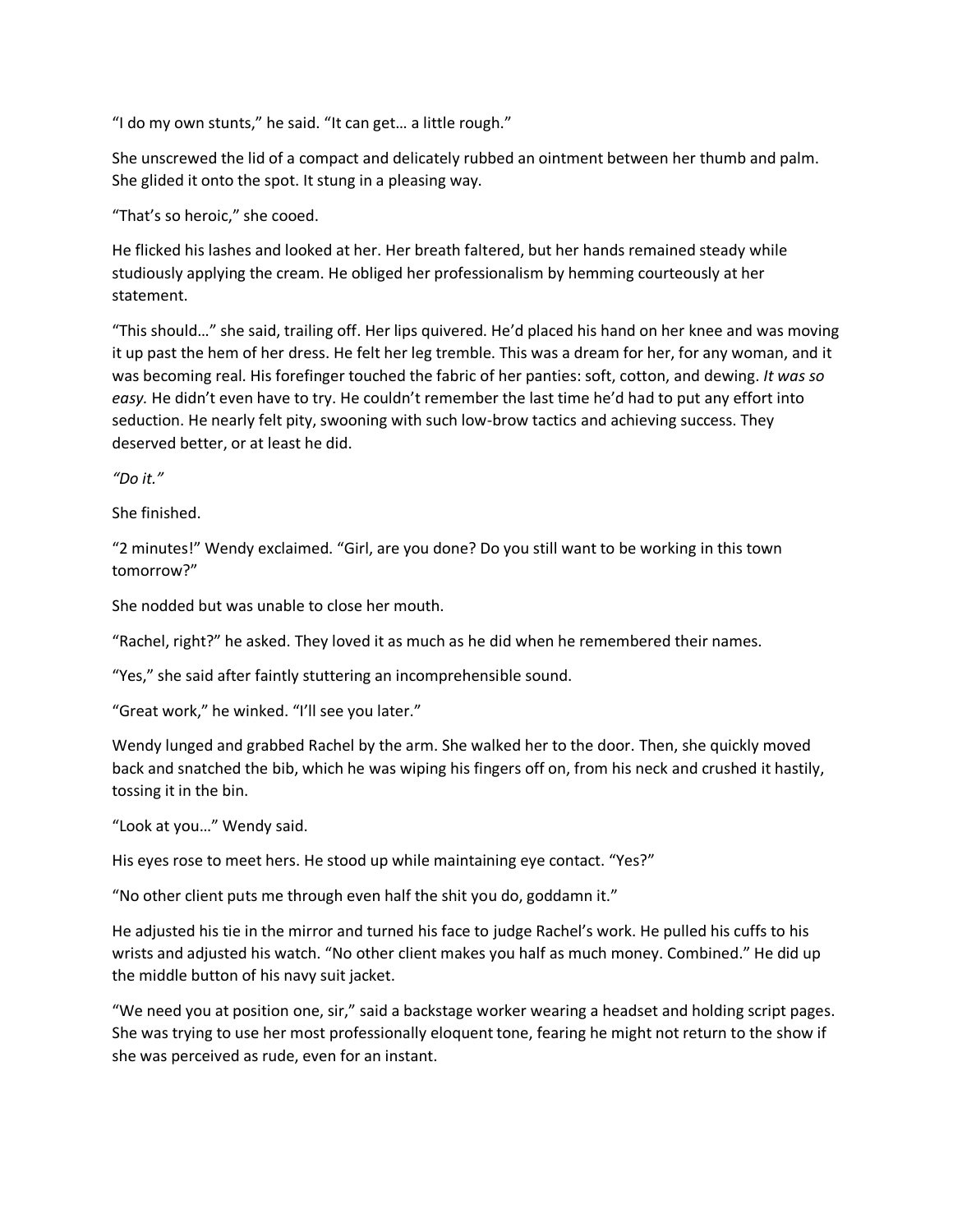"I do my own stunts," he said. "It can get… a little rough."

She unscrewed the lid of a compact and delicately rubbed an ointment between her thumb and palm. She glided it onto the spot. It stung in a pleasing way.

"That's so heroic," she cooed.

He flicked his lashes and looked at her. Her breath faltered, but her hands remained steady while studiously applying the cream. He obliged her professionalism by hemming courteously at her statement.

"This should…" she said, trailing off. Her lips quivered. He'd placed his hand on her knee and was moving it up past the hem of her dress. He felt her leg tremble. This was a dream for her, for any woman, and it was becoming real. His forefinger touched the fabric of her panties: soft, cotton, and dewing. *It was so easy.* He didn't even have to try. He couldn't remember the last time he'd had to put any effort into seduction. He nearly felt pity, swooning with such low-brow tactics and achieving success. They deserved better, or at least he did.

*"Do it."*

She finished.

"2 minutes!" Wendy exclaimed. "Girl, are you done? Do you still want to be working in this town tomorrow?"

She nodded but was unable to close her mouth.

"Rachel, right?" he asked. They loved it as much as he did when he remembered their names.

"Yes," she said after faintly stuttering an incomprehensible sound.

"Great work," he winked. "I'll see you later."

Wendy lunged and grabbed Rachel by the arm. She walked her to the door. Then, she quickly moved back and snatched the bib, which he was wiping his fingers off on, from his neck and crushed it hastily, tossing it in the bin.

"Look at you…" Wendy said.

His eyes rose to meet hers. He stood up while maintaining eye contact. "Yes?"

"No other client puts me through even half the shit you do, goddamn it."

He adjusted his tie in the mirror and turned his face to judge Rachel's work. He pulled his cuffs to his wrists and adjusted his watch. "No other client makes you half as much money. Combined." He did up the middle button of his navy suit jacket.

"We need you at position one, sir," said a backstage worker wearing a headset and holding script pages. She was trying to use her most professionally eloquent tone, fearing he might not return to the show if she was perceived as rude, even for an instant.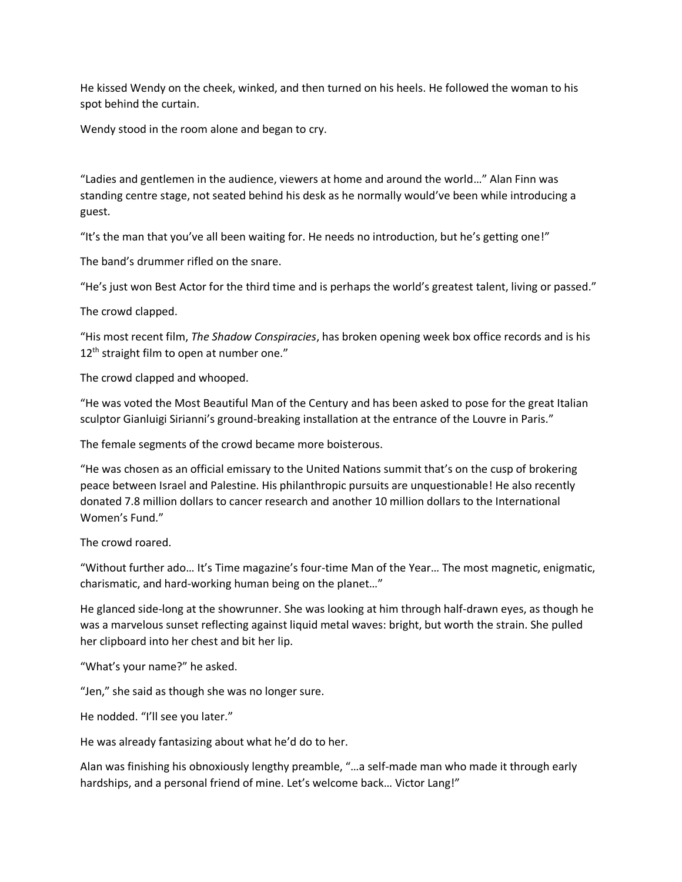He kissed Wendy on the cheek, winked, and then turned on his heels. He followed the woman to his spot behind the curtain.

Wendy stood in the room alone and began to cry.

"Ladies and gentlemen in the audience, viewers at home and around the world…" Alan Finn was standing centre stage, not seated behind his desk as he normally would've been while introducing a guest.

"It's the man that you've all been waiting for. He needs no introduction, but he's getting one!"

The band's drummer rifled on the snare.

"He's just won Best Actor for the third time and is perhaps the world's greatest talent, living or passed."

The crowd clapped.

"His most recent film, *The Shadow Conspiracies*, has broken opening week box office records and is his 12th straight film to open at number one."

The crowd clapped and whooped.

"He was voted the Most Beautiful Man of the Century and has been asked to pose for the great Italian sculptor Gianluigi Sirianni's ground-breaking installation at the entrance of the Louvre in Paris."

The female segments of the crowd became more boisterous.

"He was chosen as an official emissary to the United Nations summit that's on the cusp of brokering peace between Israel and Palestine. His philanthropic pursuits are unquestionable! He also recently donated 7.8 million dollars to cancer research and another 10 million dollars to the International Women's Fund."

The crowd roared.

"Without further ado… It's Time magazine's four-time Man of the Year… The most magnetic, enigmatic, charismatic, and hard-working human being on the planet…"

He glanced side-long at the showrunner. She was looking at him through half-drawn eyes, as though he was a marvelous sunset reflecting against liquid metal waves: bright, but worth the strain. She pulled her clipboard into her chest and bit her lip.

"What's your name?" he asked.

"Jen," she said as though she was no longer sure.

He nodded. "I'll see you later."

He was already fantasizing about what he'd do to her.

Alan was finishing his obnoxiously lengthy preamble, "…a self-made man who made it through early hardships, and a personal friend of mine. Let's welcome back… Victor Lang!"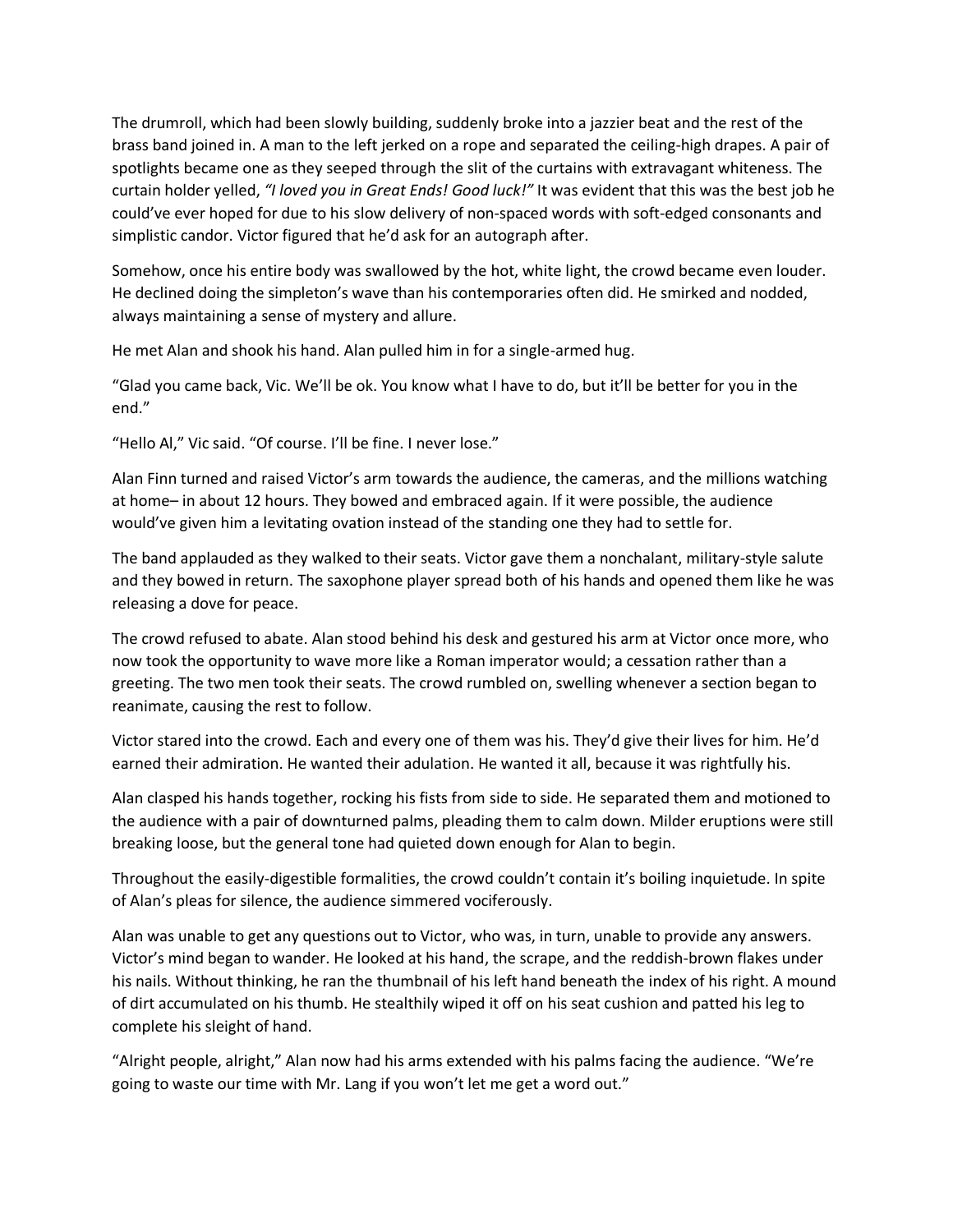The drumroll, which had been slowly building, suddenly broke into a jazzier beat and the rest of the brass band joined in. A man to the left jerked on a rope and separated the ceiling-high drapes. A pair of spotlights became one as they seeped through the slit of the curtains with extravagant whiteness. The curtain holder yelled, *"I loved you in Great Ends! Good luck!"* It was evident that this was the best job he could've ever hoped for due to his slow delivery of non-spaced words with soft-edged consonants and simplistic candor. Victor figured that he'd ask for an autograph after.

Somehow, once his entire body was swallowed by the hot, white light, the crowd became even louder. He declined doing the simpleton's wave than his contemporaries often did. He smirked and nodded, always maintaining a sense of mystery and allure.

He met Alan and shook his hand. Alan pulled him in for a single-armed hug.

"Glad you came back, Vic. We'll be ok. You know what I have to do, but it'll be better for you in the end."

"Hello Al," Vic said. "Of course. I'll be fine. I never lose."

Alan Finn turned and raised Victor's arm towards the audience, the cameras, and the millions watching at home– in about 12 hours. They bowed and embraced again. If it were possible, the audience would've given him a levitating ovation instead of the standing one they had to settle for.

The band applauded as they walked to their seats. Victor gave them a nonchalant, military-style salute and they bowed in return. The saxophone player spread both of his hands and opened them like he was releasing a dove for peace.

The crowd refused to abate. Alan stood behind his desk and gestured his arm at Victor once more, who now took the opportunity to wave more like a Roman imperator would; a cessation rather than a greeting. The two men took their seats. The crowd rumbled on, swelling whenever a section began to reanimate, causing the rest to follow.

Victor stared into the crowd. Each and every one of them was his. They'd give their lives for him. He'd earned their admiration. He wanted their adulation. He wanted it all, because it was rightfully his.

Alan clasped his hands together, rocking his fists from side to side. He separated them and motioned to the audience with a pair of downturned palms, pleading them to calm down. Milder eruptions were still breaking loose, but the general tone had quieted down enough for Alan to begin.

Throughout the easily-digestible formalities, the crowd couldn't contain it's boiling inquietude. In spite of Alan's pleas for silence, the audience simmered vociferously.

Alan was unable to get any questions out to Victor, who was, in turn, unable to provide any answers. Victor's mind began to wander. He looked at his hand, the scrape, and the reddish-brown flakes under his nails. Without thinking, he ran the thumbnail of his left hand beneath the index of his right. A mound of dirt accumulated on his thumb. He stealthily wiped it off on his seat cushion and patted his leg to complete his sleight of hand.

"Alright people, alright," Alan now had his arms extended with his palms facing the audience. "We're going to waste our time with Mr. Lang if you won't let me get a word out."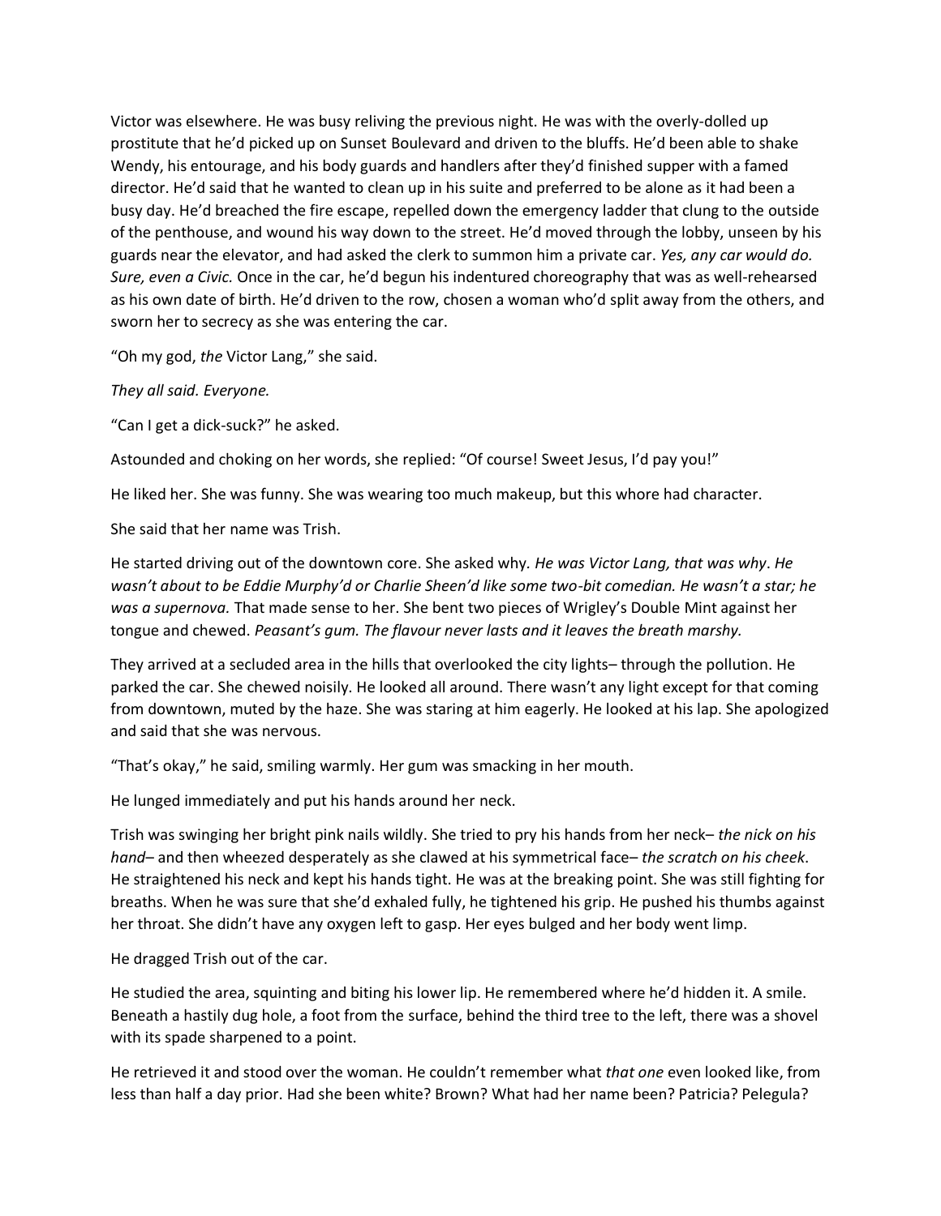Victor was elsewhere. He was busy reliving the previous night. He was with the overly-dolled up prostitute that he'd picked up on Sunset Boulevard and driven to the bluffs. He'd been able to shake Wendy, his entourage, and his body guards and handlers after they'd finished supper with a famed director. He'd said that he wanted to clean up in his suite and preferred to be alone as it had been a busy day. He'd breached the fire escape, repelled down the emergency ladder that clung to the outside of the penthouse, and wound his way down to the street. He'd moved through the lobby, unseen by his guards near the elevator, and had asked the clerk to summon him a private car. *Yes, any car would do. Sure, even a Civic.* Once in the car, he'd begun his indentured choreography that was as well-rehearsed as his own date of birth. He'd driven to the row, chosen a woman who'd split away from the others, and sworn her to secrecy as she was entering the car.

"Oh my god, *the* Victor Lang," she said.

*They all said. Everyone.*

"Can I get a dick-suck?" he asked.

Astounded and choking on her words, she replied: "Of course! Sweet Jesus, I'd pay you!"

He liked her. She was funny. She was wearing too much makeup, but this whore had character.

She said that her name was Trish.

He started driving out of the downtown core. She asked why. *He was Victor Lang, that was why*. *He wasn't about to be Eddie Murphy'd or Charlie Sheen'd like some two-bit comedian. He wasn't a star; he was a supernova.* That made sense to her. She bent two pieces of Wrigley's Double Mint against her tongue and chewed. *Peasant's gum. The flavour never lasts and it leaves the breath marshy.*

They arrived at a secluded area in the hills that overlooked the city lights– through the pollution. He parked the car. She chewed noisily. He looked all around. There wasn't any light except for that coming from downtown, muted by the haze. She was staring at him eagerly. He looked at his lap. She apologized and said that she was nervous.

"That's okay," he said, smiling warmly. Her gum was smacking in her mouth.

He lunged immediately and put his hands around her neck.

Trish was swinging her bright pink nails wildly. She tried to pry his hands from her neck– *the nick on his hand*– and then wheezed desperately as she clawed at his symmetrical face– *the scratch on his cheek*. He straightened his neck and kept his hands tight. He was at the breaking point. She was still fighting for breaths. When he was sure that she'd exhaled fully, he tightened his grip. He pushed his thumbs against her throat. She didn't have any oxygen left to gasp. Her eyes bulged and her body went limp.

He dragged Trish out of the car.

He studied the area, squinting and biting his lower lip. He remembered where he'd hidden it. A smile. Beneath a hastily dug hole, a foot from the surface, behind the third tree to the left, there was a shovel with its spade sharpened to a point.

He retrieved it and stood over the woman. He couldn't remember what *that one* even looked like, from less than half a day prior. Had she been white? Brown? What had her name been? Patricia? Pelegula?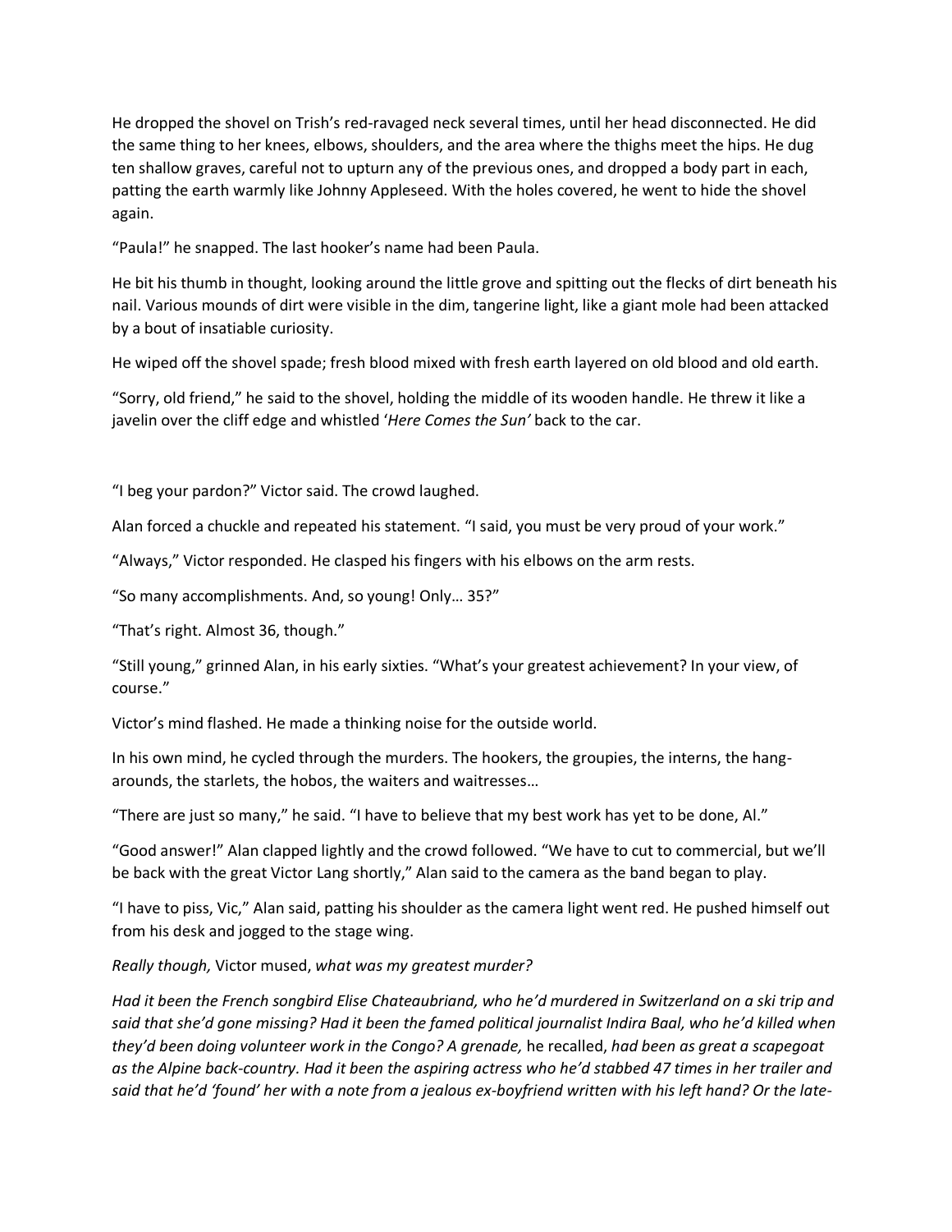He dropped the shovel on Trish's red-ravaged neck several times, until her head disconnected. He did the same thing to her knees, elbows, shoulders, and the area where the thighs meet the hips. He dug ten shallow graves, careful not to upturn any of the previous ones, and dropped a body part in each, patting the earth warmly like Johnny Appleseed. With the holes covered, he went to hide the shovel again.

"Paula!" he snapped. The last hooker's name had been Paula.

He bit his thumb in thought, looking around the little grove and spitting out the flecks of dirt beneath his nail. Various mounds of dirt were visible in the dim, tangerine light, like a giant mole had been attacked by a bout of insatiable curiosity.

He wiped off the shovel spade; fresh blood mixed with fresh earth layered on old blood and old earth.

"Sorry, old friend," he said to the shovel, holding the middle of its wooden handle. He threw it like a javelin over the cliff edge and whistled '*Here Comes the Sun'* back to the car.

"I beg your pardon?" Victor said. The crowd laughed.

Alan forced a chuckle and repeated his statement. "I said, you must be very proud of your work."

"Always," Victor responded. He clasped his fingers with his elbows on the arm rests.

"So many accomplishments. And, so young! Only… 35?"

"That's right. Almost 36, though."

"Still young," grinned Alan, in his early sixties. "What's your greatest achievement? In your view, of course."

Victor's mind flashed. He made a thinking noise for the outside world.

In his own mind, he cycled through the murders. The hookers, the groupies, the interns, the hang-arounds, the starlets, the hobos, the waiters and waitresses…

"There are just so many," he said. "I have to believe that my best work has yet to be done, Al."

"Good answer!" Alan clapped lightly and the crowd followed. "We have to cut to commercial, but we'll be back with the great Victor Lang shortly," Alan said to the camera as the band began to play.

"I have to piss, Vic," Alan said, patting his shoulder as the camera light went red. He pushed himself out from his desk and jogged to the stage wing.

*Really though,* Victor mused, *what was my greatest murder?*

*Had it been the French songbird Elise Chateaubriand, who he'd murdered in Switzerland on a ski trip and said that she'd gone missing? Had it been the famed political journalist Indira Baal, who he'd killed when they'd been doing volunteer work in the Congo? A grenade,* he recalled, *had been as great a scapegoat as the Alpine back-country. Had it been the aspiring actress who he'd stabbed 47 times in her trailer and said that he'd 'found' her with a note from a jealous ex-boyfriend written with his left hand? Or the late-*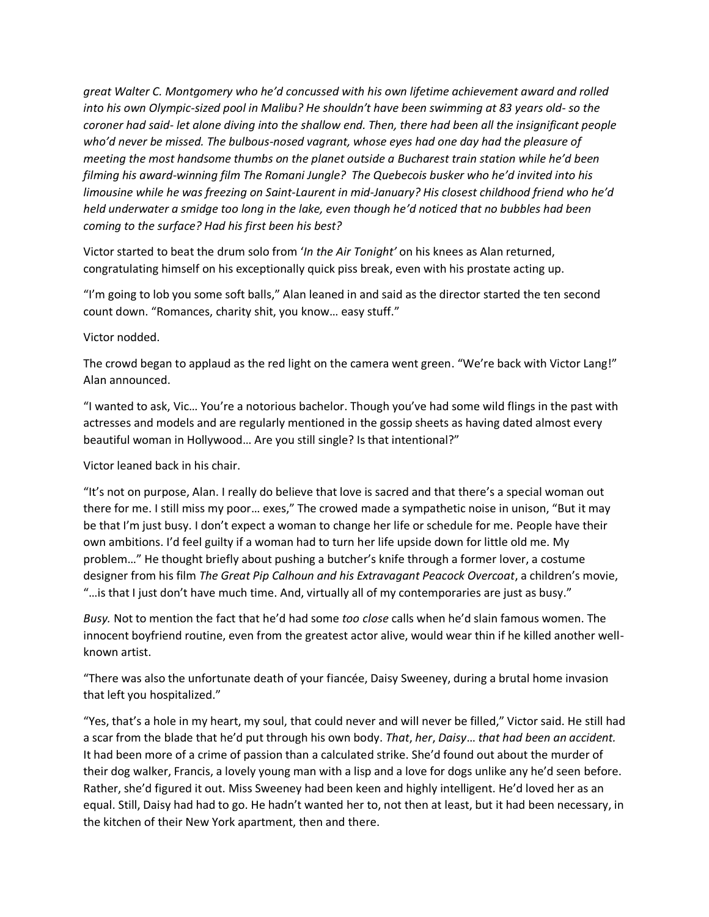*great Walter C. Montgomery who he'd concussed with his own lifetime achievement award and rolled into his own Olympic-sized pool in Malibu? He shouldn't have been swimming at 83 years old- so the coroner had said- let alone diving into the shallow end. Then, there had been all the insignificant people who'd never be missed. The bulbous-nosed vagrant, whose eyes had one day had the pleasure of meeting the most handsome thumbs on the planet outside a Bucharest train station while he'd been filming his award-winning film The Romani Jungle? The Quebecois busker who he'd invited into his limousine while he was freezing on Saint-Laurent in mid-January? His closest childhood friend who he'd held underwater a smidge too long in the lake, even though he'd noticed that no bubbles had been coming to the surface? Had his first been his best?*

Victor started to beat the drum solo from '*In the Air Tonight'* on his knees as Alan returned, congratulating himself on his exceptionally quick piss break, even with his prostate acting up.

"I'm going to lob you some soft balls," Alan leaned in and said as the director started the ten second count down. "Romances, charity shit, you know… easy stuff."

Victor nodded.

The crowd began to applaud as the red light on the camera went green. "We're back with Victor Lang!" Alan announced.

"I wanted to ask, Vic… You're a notorious bachelor. Though you've had some wild flings in the past with actresses and models and are regularly mentioned in the gossip sheets as having dated almost every beautiful woman in Hollywood… Are you still single? Is that intentional?"

Victor leaned back in his chair.

"It's not on purpose, Alan. I really do believe that love is sacred and that there's a special woman out there for me. I still miss my poor… exes," The crowed made a sympathetic noise in unison, "But it may be that I'm just busy. I don't expect a woman to change her life or schedule for me. People have their own ambitions. I'd feel guilty if a woman had to turn her life upside down for little old me. My problem…" He thought briefly about pushing a butcher's knife through a former lover, a costume designer from his film *The Great Pip Calhoun and his Extravagant Peacock Overcoat*, a children's movie, "…is that I just don't have much time. And, virtually all of my contemporaries are just as busy."

*Busy.* Not to mention the fact that he'd had some *too close* calls when he'd slain famous women. The innocent boyfriend routine, even from the greatest actor alive, would wear thin if he killed another well-known artist.

"There was also the unfortunate death of your fiancée, Daisy Sweeney, during a brutal home invasion that left you hospitalized."

"Yes, that's a hole in my heart, my soul, that could never and will never be filled," Victor said. He still had a scar from the blade that he'd put through his own body. *That*, *her*, *Daisy*… *that had been an accident.* It had been more of a crime of passion than a calculated strike. She'd found out about the murder of their dog walker, Francis, a lovely young man with a lisp and a love for dogs unlike any he'd seen before. Rather, she'd figured it out. Miss Sweeney had been keen and highly intelligent. He'd loved her as an equal. Still, Daisy had had to go. He hadn't wanted her to, not then at least, but it had been necessary, in the kitchen of their New York apartment, then and there.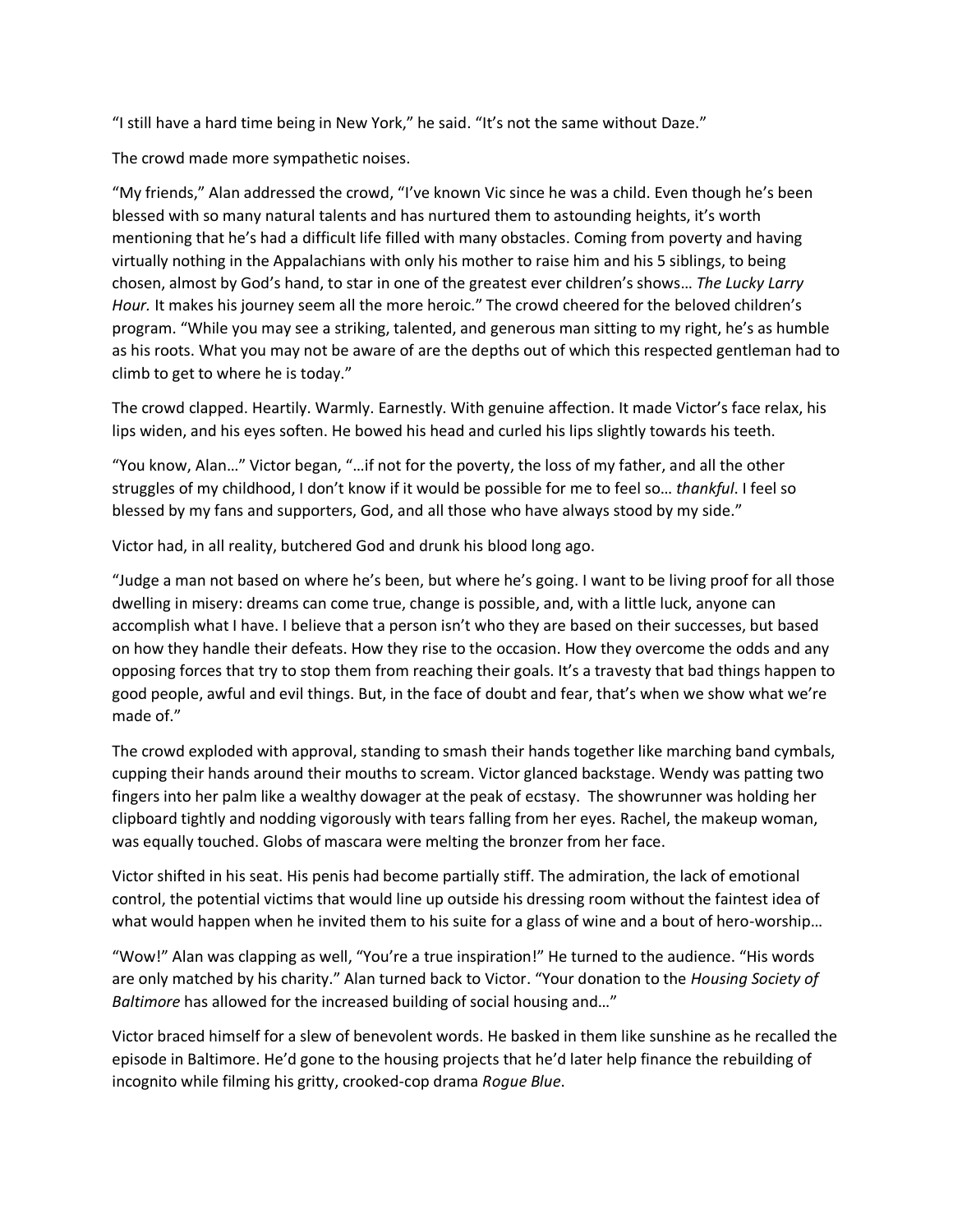"I still have a hard time being in New York," he said. "It's not the same without Daze."

The crowd made more sympathetic noises.

"My friends," Alan addressed the crowd, "I've known Vic since he was a child. Even though he's been blessed with so many natural talents and has nurtured them to astounding heights, it's worth mentioning that he's had a difficult life filled with many obstacles. Coming from poverty and having virtually nothing in the Appalachians with only his mother to raise him and his 5 siblings, to being chosen, almost by God's hand, to star in one of the greatest ever children's shows… *The Lucky Larry Hour.* It makes his journey seem all the more heroic." The crowd cheered for the beloved children's program. "While you may see a striking, talented, and generous man sitting to my right, he's as humble as his roots. What you may not be aware of are the depths out of which this respected gentleman had to climb to get to where he is today."

The crowd clapped. Heartily. Warmly. Earnestly. With genuine affection. It made Victor's face relax, his lips widen, and his eyes soften. He bowed his head and curled his lips slightly towards his teeth.

"You know, Alan…" Victor began, "…if not for the poverty, the loss of my father, and all the other struggles of my childhood, I don't know if it would be possible for me to feel so… *thankful*. I feel so blessed by my fans and supporters, God, and all those who have always stood by my side."

Victor had, in all reality, butchered God and drunk his blood long ago.

"Judge a man not based on where he's been, but where he's going. I want to be living proof for all those dwelling in misery: dreams can come true, change is possible, and, with a little luck, anyone can accomplish what I have. I believe that a person isn't who they are based on their successes, but based on how they handle their defeats. How they rise to the occasion. How they overcome the odds and any opposing forces that try to stop them from reaching their goals. It's a travesty that bad things happen to good people, awful and evil things. But, in the face of doubt and fear, that's when we show what we're made of."

The crowd exploded with approval, standing to smash their hands together like marching band cymbals, cupping their hands around their mouths to scream. Victor glanced backstage. Wendy was patting two fingers into her palm like a wealthy dowager at the peak of ecstasy. The showrunner was holding her clipboard tightly and nodding vigorously with tears falling from her eyes. Rachel, the makeup woman, was equally touched. Globs of mascara were melting the bronzer from her face.

Victor shifted in his seat. His penis had become partially stiff. The admiration, the lack of emotional control, the potential victims that would line up outside his dressing room without the faintest idea of what would happen when he invited them to his suite for a glass of wine and a bout of hero-worship…

"Wow!" Alan was clapping as well, "You're a true inspiration!" He turned to the audience. "His words are only matched by his charity." Alan turned back to Victor. "Your donation to the *Housing Society of Baltimore* has allowed for the increased building of social housing and…"

Victor braced himself for a slew of benevolent words. He basked in them like sunshine as he recalled the episode in Baltimore. He'd gone to the housing projects that he'd later help finance the rebuilding of incognito while filming his gritty, crooked-cop drama *Rogue Blue*.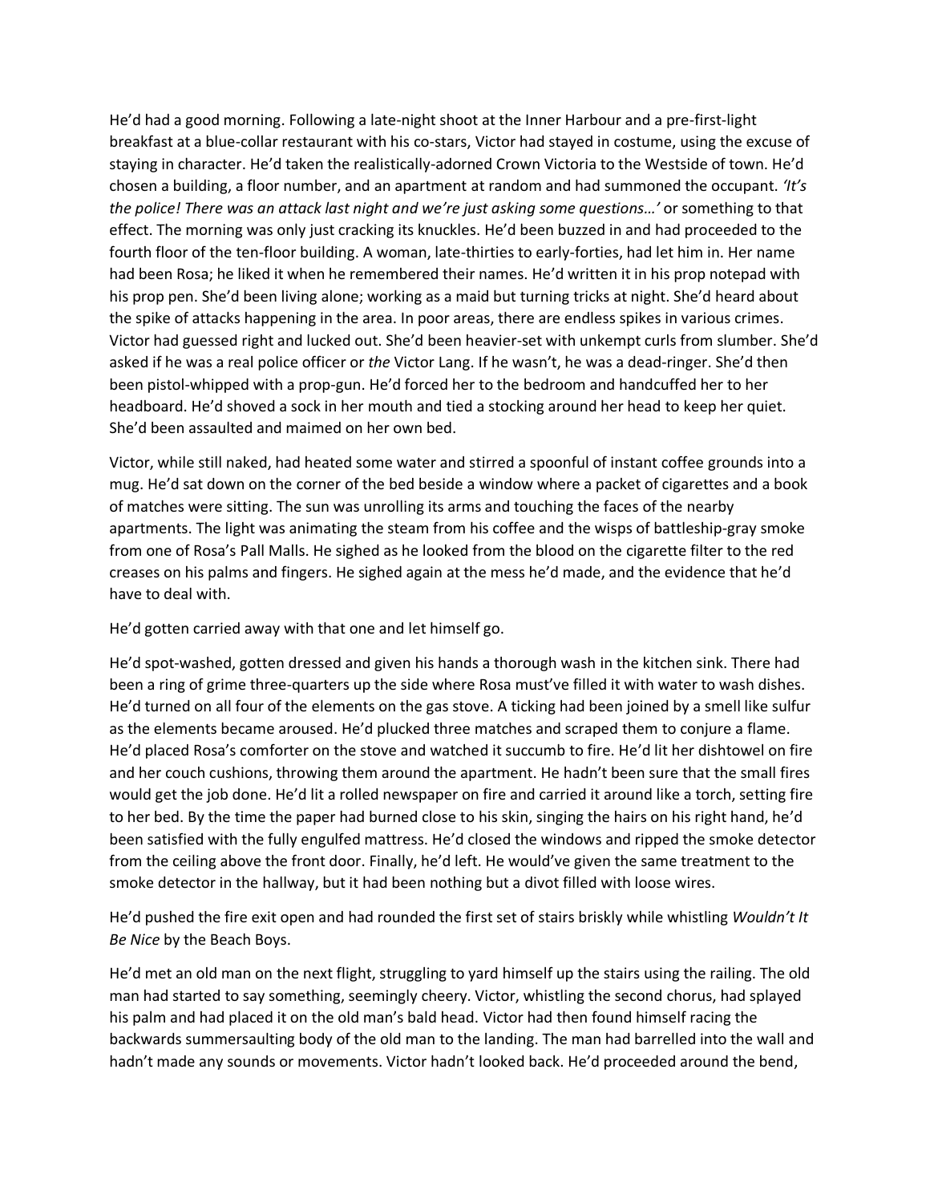He'd had a good morning. Following a late-night shoot at the Inner Harbour and a pre-first-light breakfast at a blue-collar restaurant with his co-stars, Victor had stayed in costume, using the excuse of staying in character. He'd taken the realistically-adorned Crown Victoria to the Westside of town. He'd chosen a building, a floor number, and an apartment at random and had summoned the occupant. *'It's the police! There was an attack last night and we're just asking some questions…'* or something to that effect. The morning was only just cracking its knuckles. He'd been buzzed in and had proceeded to the fourth floor of the ten-floor building. A woman, late-thirties to early-forties, had let him in. Her name had been Rosa; he liked it when he remembered their names. He'd written it in his prop notepad with his prop pen. She'd been living alone; working as a maid but turning tricks at night. She'd heard about the spike of attacks happening in the area. In poor areas, there are endless spikes in various crimes. Victor had guessed right and lucked out. She'd been heavier-set with unkempt curls from slumber. She'd asked if he was a real police officer or *the* Victor Lang. If he wasn't, he was a dead-ringer. She'd then been pistol-whipped with a prop-gun. He'd forced her to the bedroom and handcuffed her to her headboard. He'd shoved a sock in her mouth and tied a stocking around her head to keep her quiet. She'd been assaulted and maimed on her own bed.

Victor, while still naked, had heated some water and stirred a spoonful of instant coffee grounds into a mug. He'd sat down on the corner of the bed beside a window where a packet of cigarettes and a book of matches were sitting. The sun was unrolling its arms and touching the faces of the nearby apartments. The light was animating the steam from his coffee and the wisps of battleship-gray smoke from one of Rosa's Pall Malls. He sighed as he looked from the blood on the cigarette filter to the red creases on his palms and fingers. He sighed again at the mess he'd made, and the evidence that he'd have to deal with.

He'd gotten carried away with that one and let himself go.

He'd spot-washed, gotten dressed and given his hands a thorough wash in the kitchen sink. There had been a ring of grime three-quarters up the side where Rosa must've filled it with water to wash dishes. He'd turned on all four of the elements on the gas stove. A ticking had been joined by a smell like sulfur as the elements became aroused. He'd plucked three matches and scraped them to conjure a flame. He'd placed Rosa's comforter on the stove and watched it succumb to fire. He'd lit her dishtowel on fire and her couch cushions, throwing them around the apartment. He hadn't been sure that the small fires would get the job done. He'd lit a rolled newspaper on fire and carried it around like a torch, setting fire to her bed. By the time the paper had burned close to his skin, singing the hairs on his right hand, he'd been satisfied with the fully engulfed mattress. He'd closed the windows and ripped the smoke detector from the ceiling above the front door. Finally, he'd left. He would've given the same treatment to the smoke detector in the hallway, but it had been nothing but a divot filled with loose wires.

He'd pushed the fire exit open and had rounded the first set of stairs briskly while whistling *Wouldn't It Be Nice* by the Beach Boys.

He'd met an old man on the next flight, struggling to yard himself up the stairs using the railing. The old man had started to say something, seemingly cheery. Victor, whistling the second chorus, had splayed his palm and had placed it on the old man's bald head. Victor had then found himself racing the backwards summersaulting body of the old man to the landing. The man had barrelled into the wall and hadn't made any sounds or movements. Victor hadn't looked back. He'd proceeded around the bend,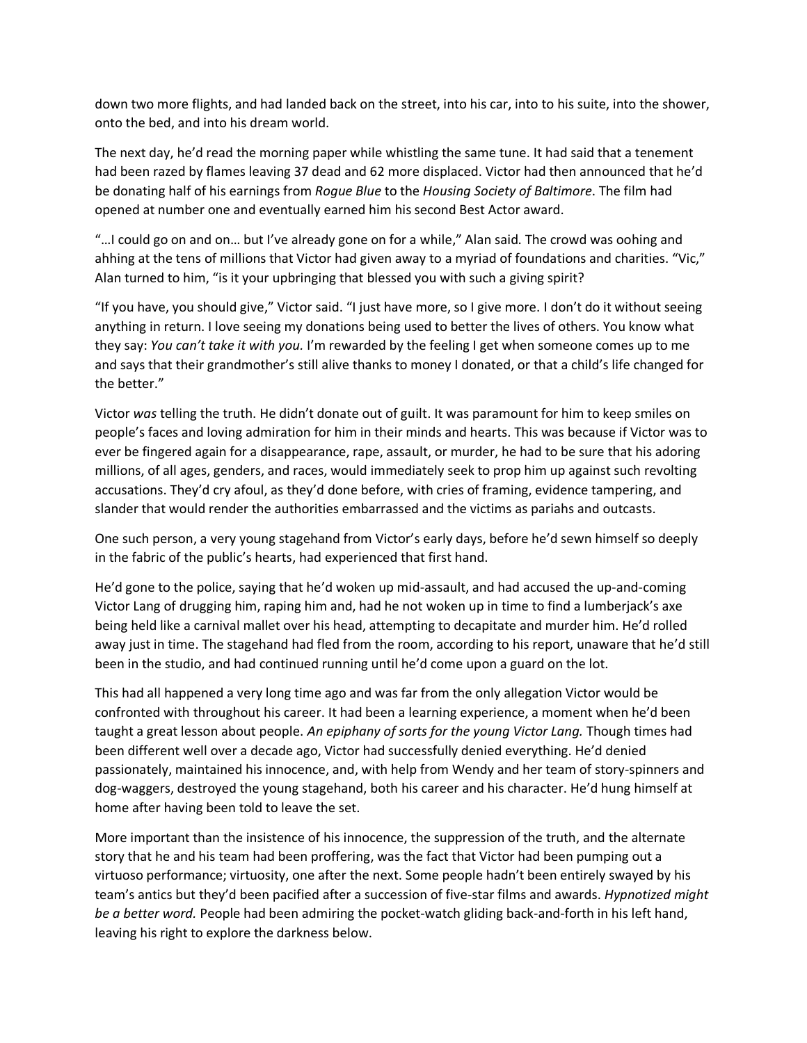down two more flights, and had landed back on the street, into his car, into to his suite, into the shower, onto the bed, and into his dream world.

The next day, he'd read the morning paper while whistling the same tune. It had said that a tenement had been razed by flames leaving 37 dead and 62 more displaced. Victor had then announced that he'd be donating half of his earnings from *Rogue Blue* to the *Housing Society of Baltimore*. The film had opened at number one and eventually earned him his second Best Actor award.

"…I could go on and on… but I've already gone on for a while," Alan said. The crowd was oohing and ahhing at the tens of millions that Victor had given away to a myriad of foundations and charities. "Vic," Alan turned to him, "is it your upbringing that blessed you with such a giving spirit?

"If you have, you should give," Victor said. "I just have more, so I give more. I don't do it without seeing anything in return. I love seeing my donations being used to better the lives of others. You know what they say: *You can't take it with you.* I'm rewarded by the feeling I get when someone comes up to me and says that their grandmother's still alive thanks to money I donated, or that a child's life changed for the better."

Victor *was* telling the truth. He didn't donate out of guilt. It was paramount for him to keep smiles on people's faces and loving admiration for him in their minds and hearts. This was because if Victor was to ever be fingered again for a disappearance, rape, assault, or murder, he had to be sure that his adoring millions, of all ages, genders, and races, would immediately seek to prop him up against such revolting accusations. They'd cry afoul, as they'd done before, with cries of framing, evidence tampering, and slander that would render the authorities embarrassed and the victims as pariahs and outcasts.

One such person, a very young stagehand from Victor's early days, before he'd sewn himself so deeply in the fabric of the public's hearts, had experienced that first hand.

He'd gone to the police, saying that he'd woken up mid-assault, and had accused the up-and-coming Victor Lang of drugging him, raping him and, had he not woken up in time to find a lumberjack's axe being held like a carnival mallet over his head, attempting to decapitate and murder him. He'd rolled away just in time. The stagehand had fled from the room, according to his report, unaware that he'd still been in the studio, and had continued running until he'd come upon a guard on the lot.

This had all happened a very long time ago and was far from the only allegation Victor would be confronted with throughout his career. It had been a learning experience, a moment when he'd been taught a great lesson about people. *An epiphany of sorts for the young Victor Lang.* Though times had been different well over a decade ago, Victor had successfully denied everything. He'd denied passionately, maintained his innocence, and, with help from Wendy and her team of story-spinners and dog-waggers, destroyed the young stagehand, both his career and his character. He'd hung himself at home after having been told to leave the set.

More important than the insistence of his innocence, the suppression of the truth, and the alternate story that he and his team had been proffering, was the fact that Victor had been pumping out a virtuoso performance; virtuosity, one after the next. Some people hadn't been entirely swayed by his team's antics but they'd been pacified after a succession of five-star films and awards. *Hypnotized might be a better word.* People had been admiring the pocket-watch gliding back-and-forth in his left hand, leaving his right to explore the darkness below.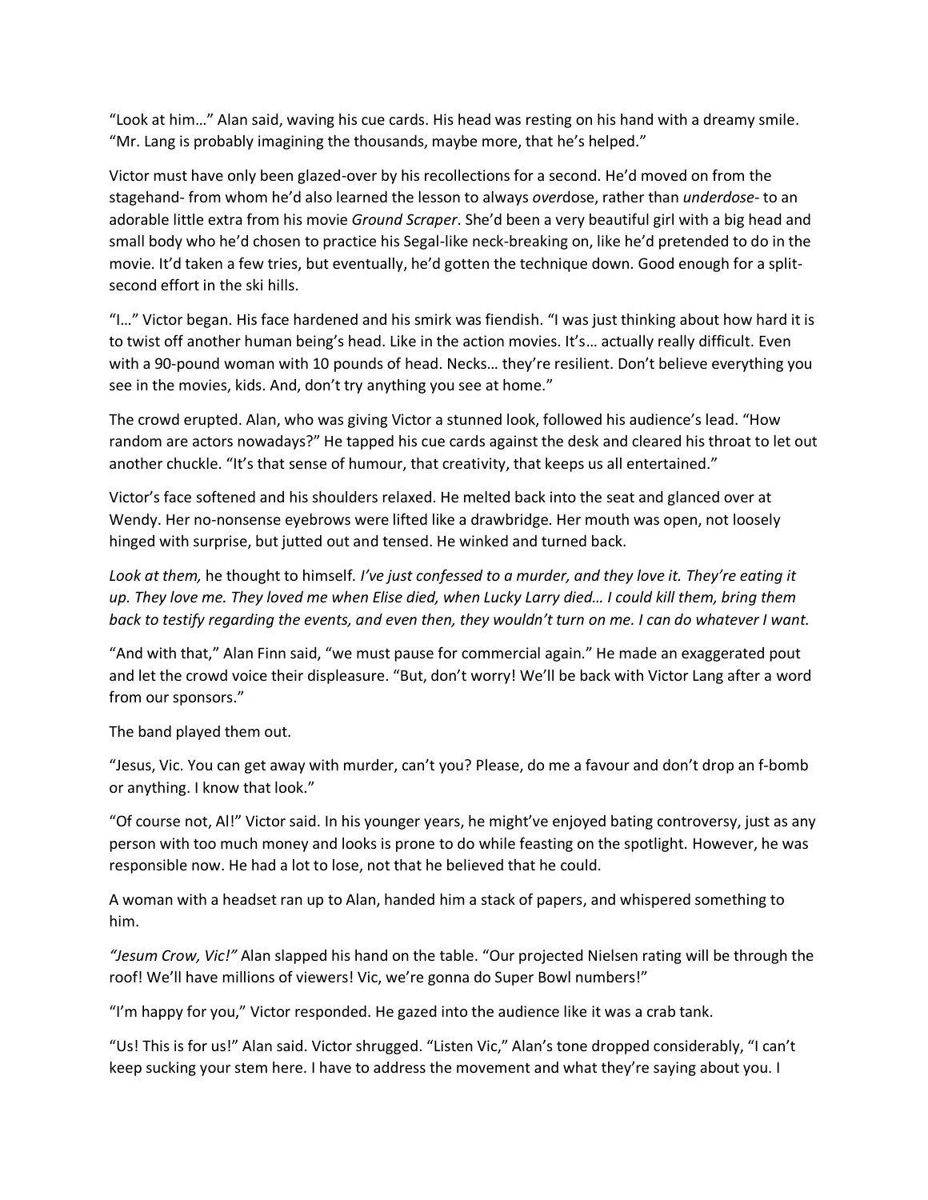"Look at him…" Alan said, waving his cue cards. His head was resting on his hand with a dreamy smile. "Mr. Lang is probably imagining the thousands, maybe more, that he's helped."

Victor must have only been glazed-over by his recollections for a second. He'd moved on from the stagehand- from whom he'd also learned the lesson to always *over*dose, rather than *underdose*- to an adorable little extra from his movie *Ground Scraper*. She'd been a very beautiful girl with a big head and small body who he'd chosen to practice his Segal-like neck-breaking on, like he'd pretended to do in the movie. It'd taken a few tries, but eventually, he'd gotten the technique down. Good enough for a split-second effort in the ski hills.

"I…" Victor began. His face hardened and his smirk was fiendish. "I was just thinking about how hard it is to twist off another human being's head. Like in the action movies. It's… actually really difficult. Even with a 90-pound woman with 10 pounds of head. Necks… they're resilient. Don't believe everything you see in the movies, kids. And, don't try anything you see at home."

The crowd erupted. Alan, who was giving Victor a stunned look, followed his audience's lead. "How random are actors nowadays?" He tapped his cue cards against the desk and cleared his throat to let out another chuckle. "It's that sense of humour, that creativity, that keeps us all entertained."

Victor's face softened and his shoulders relaxed. He melted back into the seat and glanced over at Wendy. Her no-nonsense eyebrows were lifted like a drawbridge. Her mouth was open, not loosely hinged with surprise, but jutted out and tensed. He winked and turned back.

*Look at them,* he thought to himself. *I've just confessed to a murder, and they love it. They're eating it up. They love me. They loved me when Elise died, when Lucky Larry died… I could kill them, bring them back to testify regarding the events, and even then, they wouldn't turn on me. I can do whatever I want.*

"And with that," Alan Finn said, "we must pause for commercial again." He made an exaggerated pout and let the crowd voice their displeasure. "But, don't worry! We'll be back with Victor Lang after a word from our sponsors."

The band played them out.

"Jesus, Vic. You can get away with murder, can't you? Please, do me a favour and don't drop an f-bomb or anything. I know that look."

"Of course not, Al!" Victor said. In his younger years, he might've enjoyed bating controversy, just as any person with too much money and looks is prone to do while feasting on the spotlight. However, he was responsible now. He had a lot to lose, not that he believed that he could.

A woman with a headset ran up to Alan, handed him a stack of papers, and whispered something to him.

*"Jesum Crow, Vic!"* Alan slapped his hand on the table. "Our projected Nielsen rating will be through the roof! We'll have millions of viewers! Vic, we're gonna do Super Bowl numbers!"

"I'm happy for you," Victor responded. He gazed into the audience like it was a crab tank.

"Us! This is for us!" Alan said. Victor shrugged. "Listen Vic," Alan's tone dropped considerably, "I can't keep sucking your stem here. I have to address the movement and what they're saying about you. I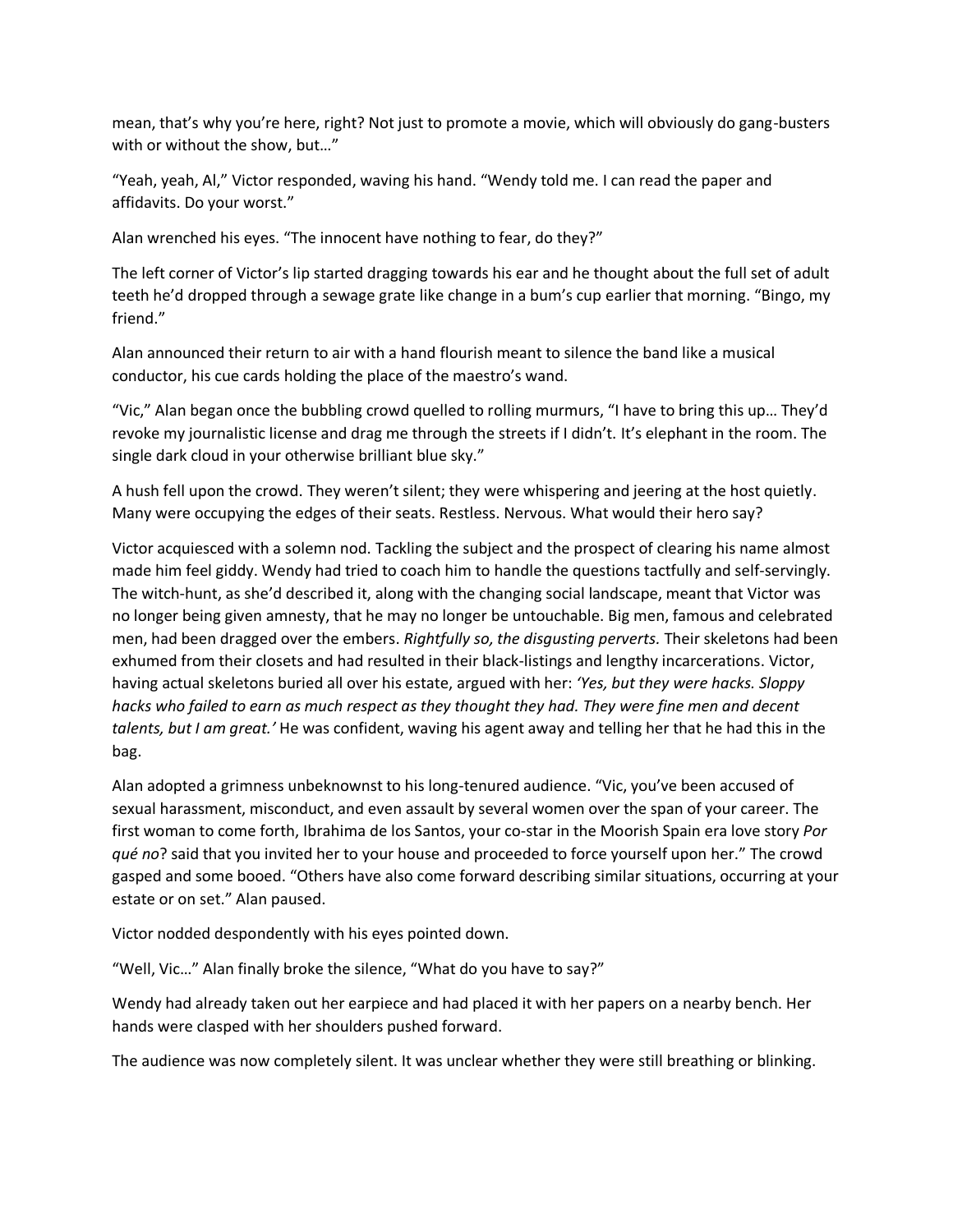mean, that's why you're here, right? Not just to promote a movie, which will obviously do gang-busters with or without the show, but…"

"Yeah, yeah, Al," Victor responded, waving his hand. "Wendy told me. I can read the paper and affidavits. Do your worst."

Alan wrenched his eyes. "The innocent have nothing to fear, do they?"

The left corner of Victor's lip started dragging towards his ear and he thought about the full set of adult teeth he'd dropped through a sewage grate like change in a bum's cup earlier that morning. "Bingo, my friend."

Alan announced their return to air with a hand flourish meant to silence the band like a musical conductor, his cue cards holding the place of the maestro's wand.

"Vic," Alan began once the bubbling crowd quelled to rolling murmurs, "I have to bring this up… They'd revoke my journalistic license and drag me through the streets if I didn't. It's elephant in the room. The single dark cloud in your otherwise brilliant blue sky."

A hush fell upon the crowd. They weren't silent; they were whispering and jeering at the host quietly. Many were occupying the edges of their seats. Restless. Nervous. What would their hero say?

Victor acquiesced with a solemn nod. Tackling the subject and the prospect of clearing his name almost made him feel giddy. Wendy had tried to coach him to handle the questions tactfully and self-servingly. The witch-hunt, as she'd described it, along with the changing social landscape, meant that Victor was no longer being given amnesty, that he may no longer be untouchable. Big men, famous and celebrated men, had been dragged over the embers. *Rightfully so, the disgusting perverts.* Their skeletons had been exhumed from their closets and had resulted in their black-listings and lengthy incarcerations. Victor, having actual skeletons buried all over his estate, argued with her: *'Yes, but they were hacks. Sloppy hacks who failed to earn as much respect as they thought they had. They were fine men and decent talents, but I am great.'* He was confident, waving his agent away and telling her that he had this in the bag.

Alan adopted a grimness unbeknownst to his long-tenured audience. "Vic, you've been accused of sexual harassment, misconduct, and even assault by several women over the span of your career. The first woman to come forth, Ibrahima de los Santos, your co-star in the Moorish Spain era love story *Por qué no*? said that you invited her to your house and proceeded to force yourself upon her." The crowd gasped and some booed. "Others have also come forward describing similar situations, occurring at your estate or on set." Alan paused.

Victor nodded despondently with his eyes pointed down.

"Well, Vic…" Alan finally broke the silence, "What do you have to say?"

Wendy had already taken out her earpiece and had placed it with her papers on a nearby bench. Her hands were clasped with her shoulders pushed forward.

The audience was now completely silent. It was unclear whether they were still breathing or blinking.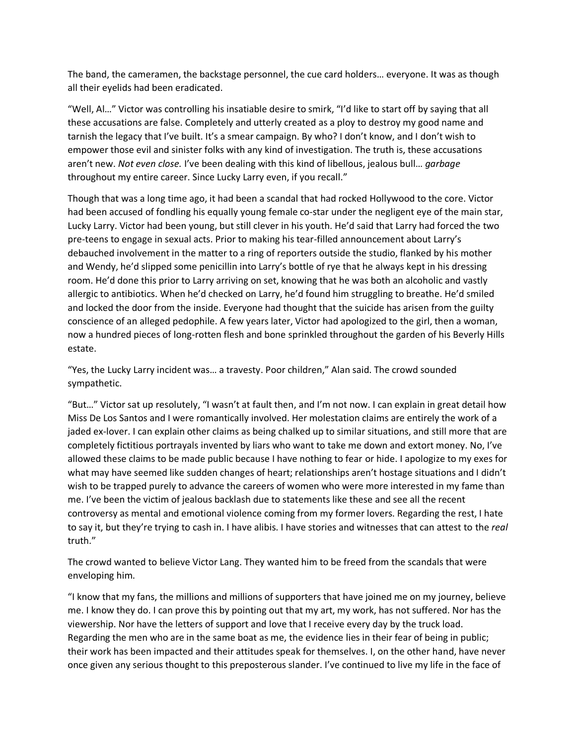The band, the cameramen, the backstage personnel, the cue card holders… everyone. It was as though all their eyelids had been eradicated.

"Well, Al…" Victor was controlling his insatiable desire to smirk, "I'd like to start off by saying that all these accusations are false. Completely and utterly created as a ploy to destroy my good name and tarnish the legacy that I've built. It's a smear campaign. By who? I don't know, and I don't wish to empower those evil and sinister folks with any kind of investigation. The truth is, these accusations aren't new. *Not even close.* I've been dealing with this kind of libellous, jealous bull… *garbage* throughout my entire career. Since Lucky Larry even, if you recall."

Though that was a long time ago, it had been a scandal that had rocked Hollywood to the core. Victor had been accused of fondling his equally young female co-star under the negligent eye of the main star, Lucky Larry. Victor had been young, but still clever in his youth. He'd said that Larry had forced the two pre-teens to engage in sexual acts. Prior to making his tear-filled announcement about Larry's debauched involvement in the matter to a ring of reporters outside the studio, flanked by his mother and Wendy, he'd slipped some penicillin into Larry's bottle of rye that he always kept in his dressing room. He'd done this prior to Larry arriving on set, knowing that he was both an alcoholic and vastly allergic to antibiotics. When he'd checked on Larry, he'd found him struggling to breathe. He'd smiled and locked the door from the inside. Everyone had thought that the suicide has arisen from the guilty conscience of an alleged pedophile. A few years later, Victor had apologized to the girl, then a woman, now a hundred pieces of long-rotten flesh and bone sprinkled throughout the garden of his Beverly Hills estate.

"Yes, the Lucky Larry incident was… a travesty. Poor children," Alan said. The crowd sounded sympathetic.

"But…" Victor sat up resolutely, "I wasn't at fault then, and I'm not now. I can explain in great detail how Miss De Los Santos and I were romantically involved. Her molestation claims are entirely the work of a jaded ex-lover. I can explain other claims as being chalked up to similar situations, and still more that are completely fictitious portrayals invented by liars who want to take me down and extort money. No, I've allowed these claims to be made public because I have nothing to fear or hide. I apologize to my exes for what may have seemed like sudden changes of heart; relationships aren't hostage situations and I didn't wish to be trapped purely to advance the careers of women who were more interested in my fame than me. I've been the victim of jealous backlash due to statements like these and see all the recent controversy as mental and emotional violence coming from my former lovers. Regarding the rest, I hate to say it, but they're trying to cash in. I have alibis. I have stories and witnesses that can attest to the *real* truth."

The crowd wanted to believe Victor Lang. They wanted him to be freed from the scandals that were enveloping him.

"I know that my fans, the millions and millions of supporters that have joined me on my journey, believe me. I know they do. I can prove this by pointing out that my art, my work, has not suffered. Nor has the viewership. Nor have the letters of support and love that I receive every day by the truck load. Regarding the men who are in the same boat as me, the evidence lies in their fear of being in public; their work has been impacted and their attitudes speak for themselves. I, on the other hand, have never once given any serious thought to this preposterous slander. I've continued to live my life in the face of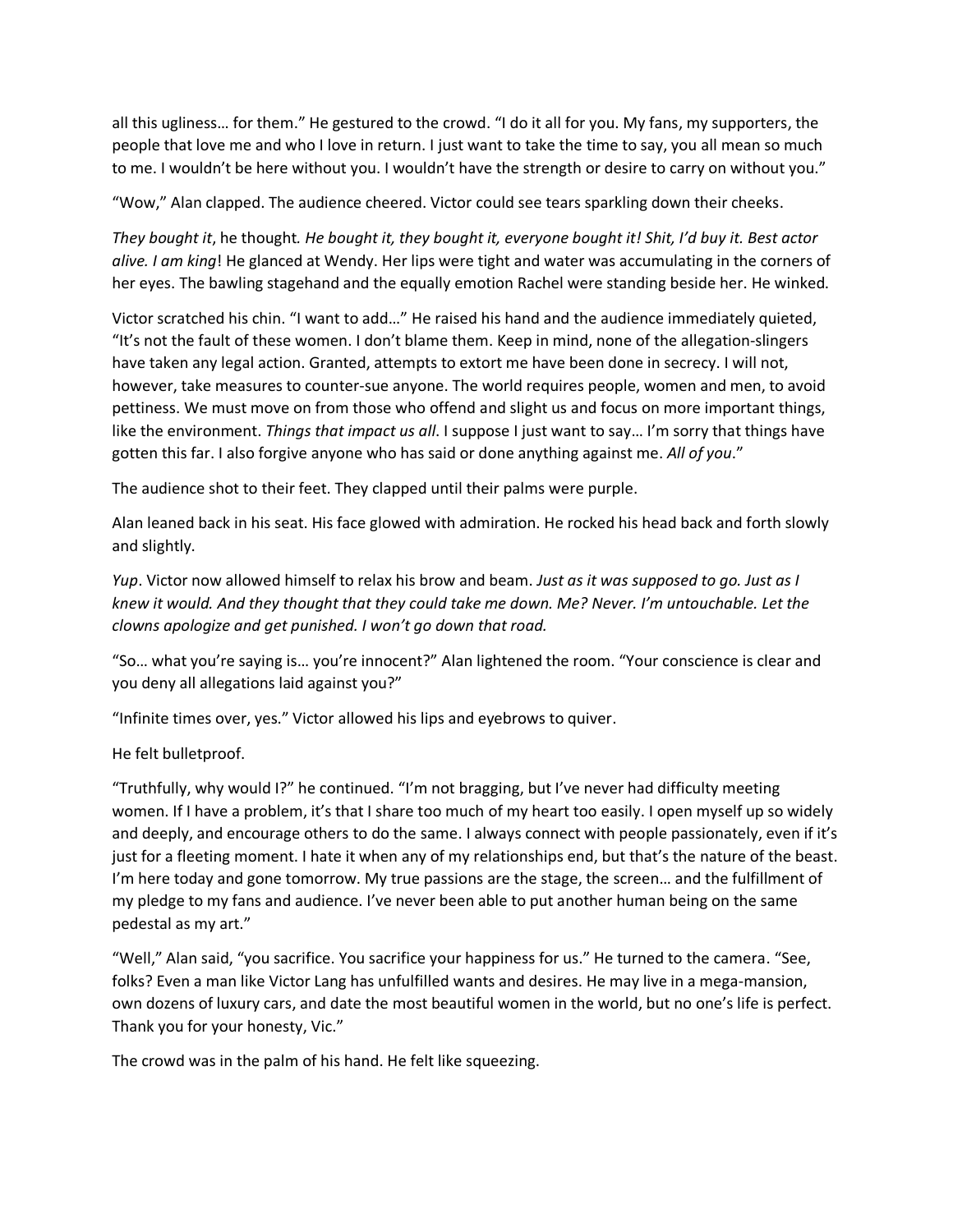all this ugliness… for them." He gestured to the crowd. "I do it all for you. My fans, my supporters, the people that love me and who I love in return. I just want to take the time to say, you all mean so much to me. I wouldn't be here without you. I wouldn't have the strength or desire to carry on without you."

"Wow," Alan clapped. The audience cheered. Victor could see tears sparkling down their cheeks.

*They bought it*, he thought*. He bought it, they bought it, everyone bought it! Shit, I'd buy it. Best actor alive. I am king*! He glanced at Wendy. Her lips were tight and water was accumulating in the corners of her eyes. The bawling stagehand and the equally emotion Rachel were standing beside her. He winked.

Victor scratched his chin. "I want to add…" He raised his hand and the audience immediately quieted, "It's not the fault of these women. I don't blame them. Keep in mind, none of the allegation-slingers have taken any legal action. Granted, attempts to extort me have been done in secrecy. I will not, however, take measures to counter-sue anyone. The world requires people, women and men, to avoid pettiness. We must move on from those who offend and slight us and focus on more important things, like the environment. *Things that impact us all*. I suppose I just want to say… I'm sorry that things have gotten this far. I also forgive anyone who has said or done anything against me. *All of you*."

The audience shot to their feet. They clapped until their palms were purple.

Alan leaned back in his seat. His face glowed with admiration. He rocked his head back and forth slowly and slightly.

*Yup*. Victor now allowed himself to relax his brow and beam. *Just as it was supposed to go. Just as I knew it would. And they thought that they could take me down. Me? Never. I'm untouchable. Let the clowns apologize and get punished. I won't go down that road.*

"So… what you're saying is… you're innocent?" Alan lightened the room. "Your conscience is clear and you deny all allegations laid against you?"

"Infinite times over, yes." Victor allowed his lips and eyebrows to quiver.

He felt bulletproof.

"Truthfully, why would I?" he continued. "I'm not bragging, but I've never had difficulty meeting women. If I have a problem, it's that I share too much of my heart too easily. I open myself up so widely and deeply, and encourage others to do the same. I always connect with people passionately, even if it's just for a fleeting moment. I hate it when any of my relationships end, but that's the nature of the beast. I'm here today and gone tomorrow. My true passions are the stage, the screen… and the fulfillment of my pledge to my fans and audience. I've never been able to put another human being on the same pedestal as my art."

"Well," Alan said, "you sacrifice. You sacrifice your happiness for us." He turned to the camera. "See, folks? Even a man like Victor Lang has unfulfilled wants and desires. He may live in a mega-mansion, own dozens of luxury cars, and date the most beautiful women in the world, but no one's life is perfect. Thank you for your honesty, Vic."

The crowd was in the palm of his hand. He felt like squeezing.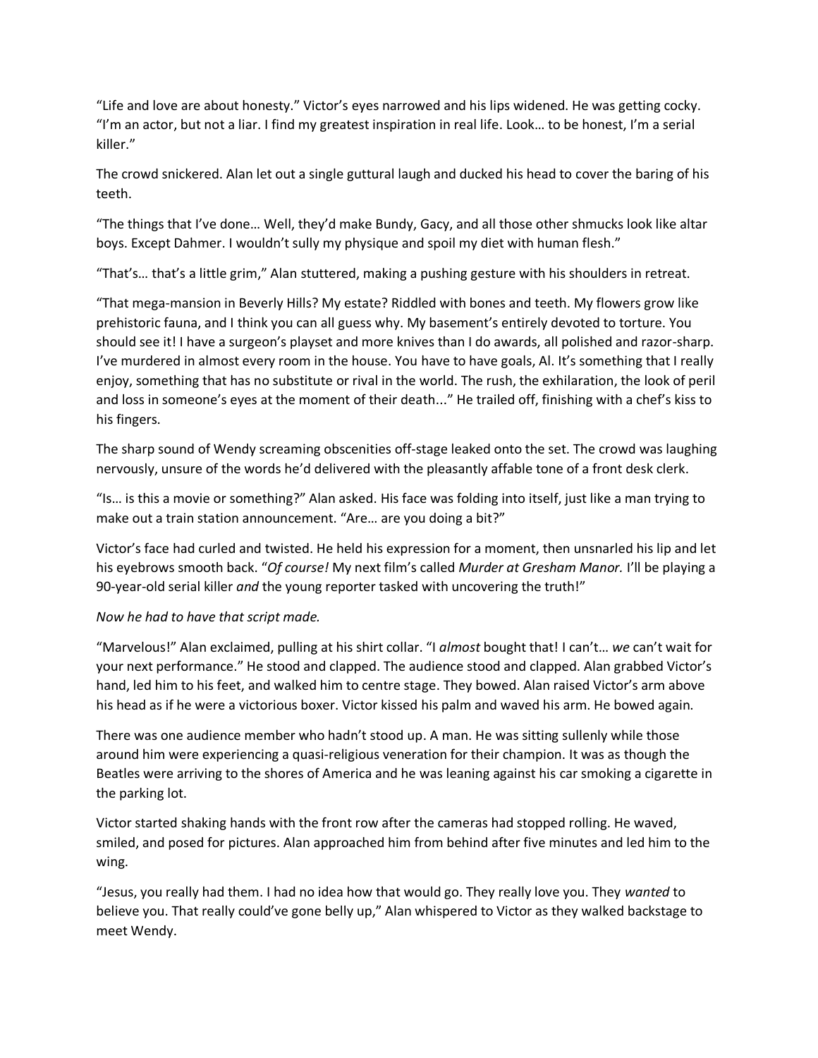"Life and love are about honesty." Victor's eyes narrowed and his lips widened. He was getting cocky. "I'm an actor, but not a liar. I find my greatest inspiration in real life. Look… to be honest, I'm a serial killer."

The crowd snickered. Alan let out a single guttural laugh and ducked his head to cover the baring of his teeth.

"The things that I've done… Well, they'd make Bundy, Gacy, and all those other shmucks look like altar boys. Except Dahmer. I wouldn't sully my physique and spoil my diet with human flesh."

"That's… that's a little grim," Alan stuttered, making a pushing gesture with his shoulders in retreat.

"That mega-mansion in Beverly Hills? My estate? Riddled with bones and teeth. My flowers grow like prehistoric fauna, and I think you can all guess why. My basement's entirely devoted to torture. You should see it! I have a surgeon's playset and more knives than I do awards, all polished and razor-sharp. I've murdered in almost every room in the house. You have to have goals, Al. It's something that I really enjoy, something that has no substitute or rival in the world. The rush, the exhilaration, the look of peril and loss in someone's eyes at the moment of their death..." He trailed off, finishing with a chef's kiss to his fingers.

The sharp sound of Wendy screaming obscenities off-stage leaked onto the set. The crowd was laughing nervously, unsure of the words he'd delivered with the pleasantly affable tone of a front desk clerk.

"Is… is this a movie or something?" Alan asked. His face was folding into itself, just like a man trying to make out a train station announcement. "Are… are you doing a bit?"

Victor's face had curled and twisted. He held his expression for a moment, then unsnarled his lip and let his eyebrows smooth back. "*Of course!* My next film's called *Murder at Gresham Manor.* I'll be playing a 90-year-old serial killer *and* the young reporter tasked with uncovering the truth!"

*Now he had to have that script made.*

"Marvelous!" Alan exclaimed, pulling at his shirt collar. "I *almost* bought that! I can't… *we* can't wait for your next performance." He stood and clapped. The audience stood and clapped. Alan grabbed Victor's hand, led him to his feet, and walked him to centre stage. They bowed. Alan raised Victor's arm above his head as if he were a victorious boxer. Victor kissed his palm and waved his arm. He bowed again.

There was one audience member who hadn't stood up. A man. He was sitting sullenly while those around him were experiencing a quasi-religious veneration for their champion. It was as though the Beatles were arriving to the shores of America and he was leaning against his car smoking a cigarette in the parking lot.

Victor started shaking hands with the front row after the cameras had stopped rolling. He waved, smiled, and posed for pictures. Alan approached him from behind after five minutes and led him to the wing.

"Jesus, you really had them. I had no idea how that would go. They really love you. They *wanted* to believe you. That really could've gone belly up," Alan whispered to Victor as they walked backstage to meet Wendy.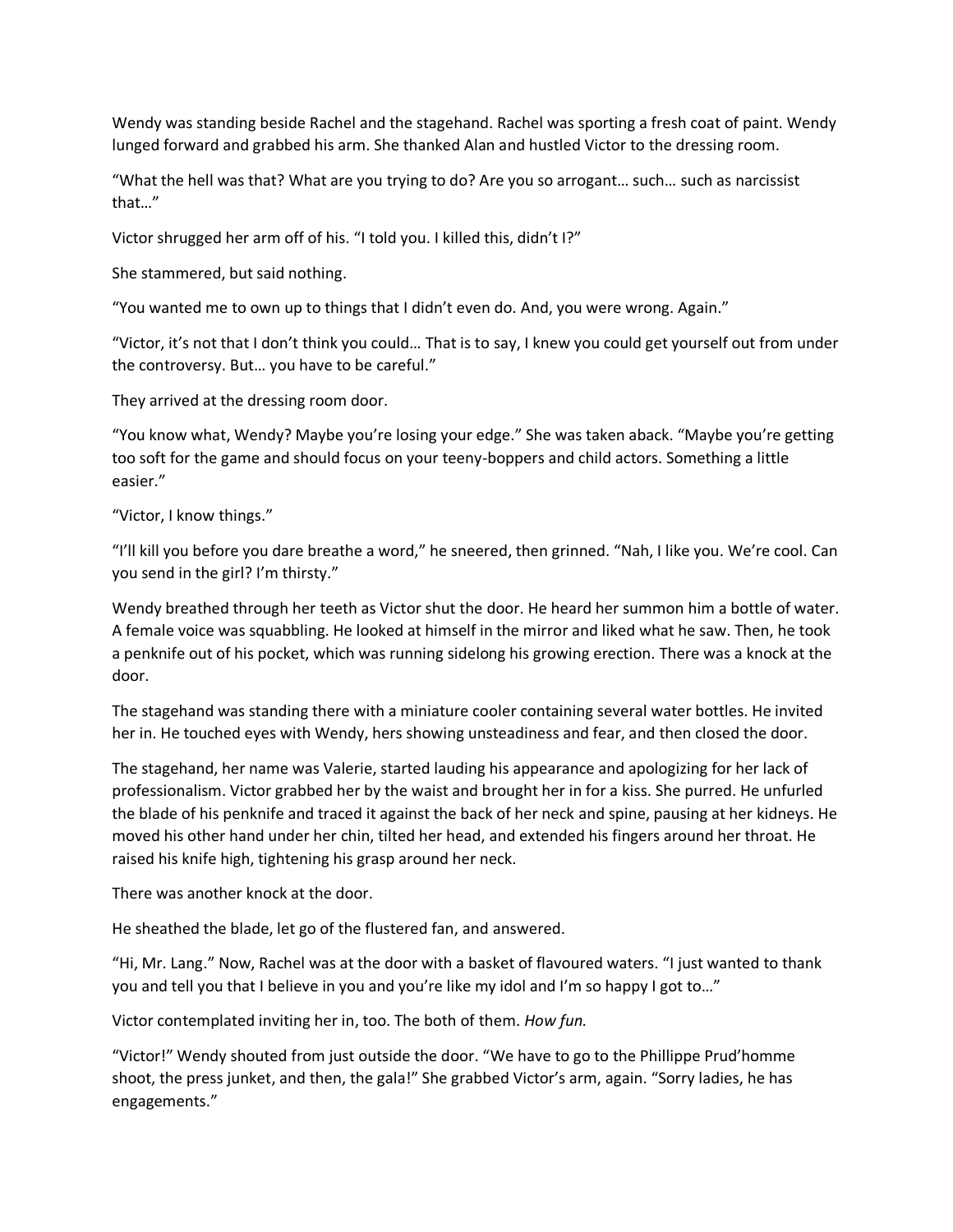Wendy was standing beside Rachel and the stagehand. Rachel was sporting a fresh coat of paint. Wendy lunged forward and grabbed his arm. She thanked Alan and hustled Victor to the dressing room.

"What the hell was that? What are you trying to do? Are you so arrogant… such… such as narcissist that…"

Victor shrugged her arm off of his. "I told you. I killed this, didn't I?"

She stammered, but said nothing.

"You wanted me to own up to things that I didn't even do. And, you were wrong. Again."

"Victor, it's not that I don't think you could… That is to say, I knew you could get yourself out from under the controversy. But… you have to be careful."

They arrived at the dressing room door.

"You know what, Wendy? Maybe you're losing your edge." She was taken aback. "Maybe you're getting too soft for the game and should focus on your teeny-boppers and child actors. Something a little easier."

"Victor, I know things."

"I'll kill you before you dare breathe a word," he sneered, then grinned. "Nah, I like you. We're cool. Can you send in the girl? I'm thirsty."

Wendy breathed through her teeth as Victor shut the door. He heard her summon him a bottle of water. A female voice was squabbling. He looked at himself in the mirror and liked what he saw. Then, he took a penknife out of his pocket, which was running sidelong his growing erection. There was a knock at the door.

The stagehand was standing there with a miniature cooler containing several water bottles. He invited her in. He touched eyes with Wendy, hers showing unsteadiness and fear, and then closed the door.

The stagehand, her name was Valerie, started lauding his appearance and apologizing for her lack of professionalism. Victor grabbed her by the waist and brought her in for a kiss. She purred. He unfurled the blade of his penknife and traced it against the back of her neck and spine, pausing at her kidneys. He moved his other hand under her chin, tilted her head, and extended his fingers around her throat. He raised his knife high, tightening his grasp around her neck.

There was another knock at the door.

He sheathed the blade, let go of the flustered fan, and answered.

"Hi, Mr. Lang." Now, Rachel was at the door with a basket of flavoured waters. "I just wanted to thank you and tell you that I believe in you and you're like my idol and I'm so happy I got to…"

Victor contemplated inviting her in, too. The both of them. *How fun.*

"Victor!" Wendy shouted from just outside the door. "We have to go to the Phillippe Prud'homme shoot, the press junket, and then, the gala!" She grabbed Victor's arm, again. "Sorry ladies, he has engagements."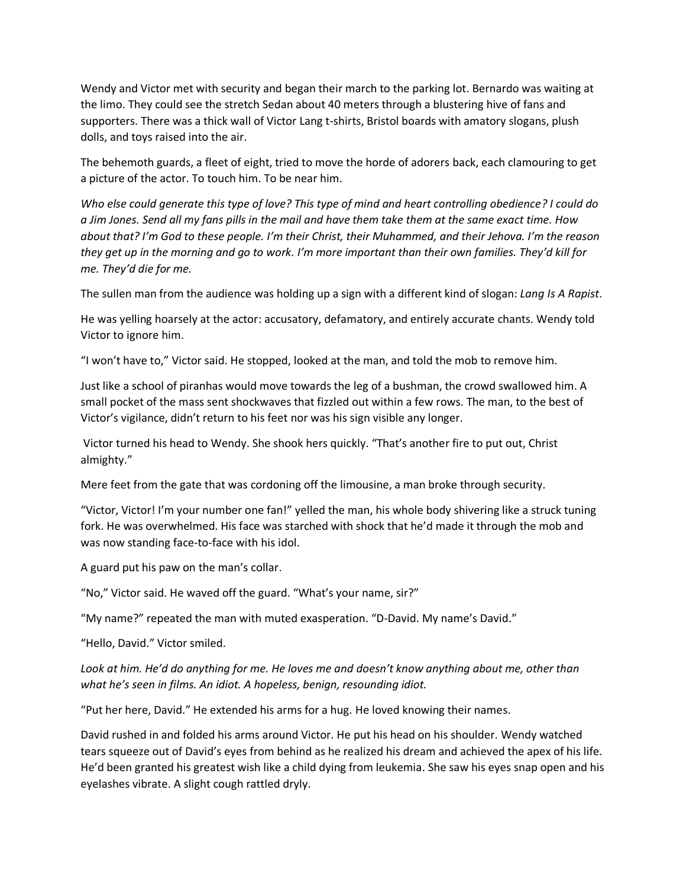Wendy and Victor met with security and began their march to the parking lot. Bernardo was waiting at the limo. They could see the stretch Sedan about 40 meters through a blustering hive of fans and supporters. There was a thick wall of Victor Lang t-shirts, Bristol boards with amatory slogans, plush dolls, and toys raised into the air.

The behemoth guards, a fleet of eight, tried to move the horde of adorers back, each clamouring to get a picture of the actor. To touch him. To be near him.

*Who else could generate this type of love? This type of mind and heart controlling obedience? I could do a Jim Jones. Send all my fans pills in the mail and have them take them at the same exact time. How about that? I'm God to these people. I'm their Christ, their Muhammed, and their Jehova. I'm the reason they get up in the morning and go to work. I'm more important than their own families. They'd kill for me. They'd die for me.*

The sullen man from the audience was holding up a sign with a different kind of slogan: *Lang Is A Rapist*.

He was yelling hoarsely at the actor: accusatory, defamatory, and entirely accurate chants. Wendy told Victor to ignore him.

"I won't have to," Victor said. He stopped, looked at the man, and told the mob to remove him.

Just like a school of piranhas would move towards the leg of a bushman, the crowd swallowed him. A small pocket of the mass sent shockwaves that fizzled out within a few rows. The man, to the best of Victor's vigilance, didn't return to his feet nor was his sign visible any longer.

Victor turned his head to Wendy. She shook hers quickly. "That's another fire to put out, Christ almighty."

Mere feet from the gate that was cordoning off the limousine, a man broke through security.

"Victor, Victor! I'm your number one fan!" yelled the man, his whole body shivering like a struck tuning fork. He was overwhelmed. His face was starched with shock that he'd made it through the mob and was now standing face-to-face with his idol.

A guard put his paw on the man's collar.

"No," Victor said. He waved off the guard. "What's your name, sir?"

"My name?" repeated the man with muted exasperation. "D-David. My name's David."

"Hello, David." Victor smiled.

*Look at him. He'd do anything for me. He loves me and doesn't know anything about me, other than what he's seen in films. An idiot. A hopeless, benign, resounding idiot.*

"Put her here, David." He extended his arms for a hug. He loved knowing their names.

David rushed in and folded his arms around Victor. He put his head on his shoulder. Wendy watched tears squeeze out of David's eyes from behind as he realized his dream and achieved the apex of his life. He'd been granted his greatest wish like a child dying from leukemia. She saw his eyes snap open and his eyelashes vibrate. A slight cough rattled dryly.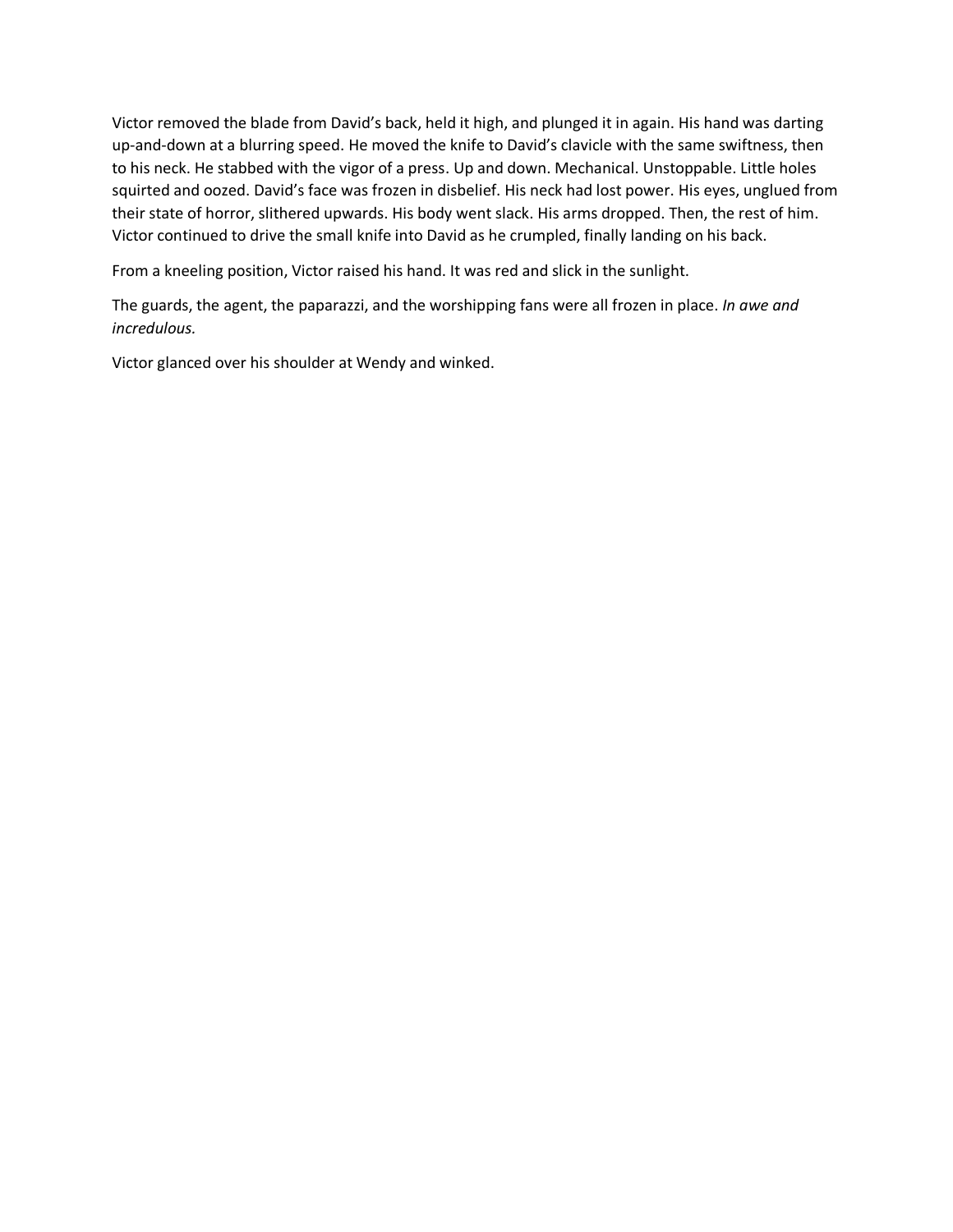Victor removed the blade from David's back, held it high, and plunged it in again. His hand was darting up-and-down at a blurring speed. He moved the knife to David's clavicle with the same swiftness, then to his neck. He stabbed with the vigor of a press. Up and down. Mechanical. Unstoppable. Little holes squirted and oozed. David's face was frozen in disbelief. His neck had lost power. His eyes, unglued from their state of horror, slithered upwards. His body went slack. His arms dropped. Then, the rest of him. Victor continued to drive the small knife into David as he crumpled, finally landing on his back.

From a kneeling position, Victor raised his hand. It was red and slick in the sunlight.

The guards, the agent, the paparazzi, and the worshipping fans were all frozen in place. *In awe and incredulous.*

Victor glanced over his shoulder at Wendy and winked.